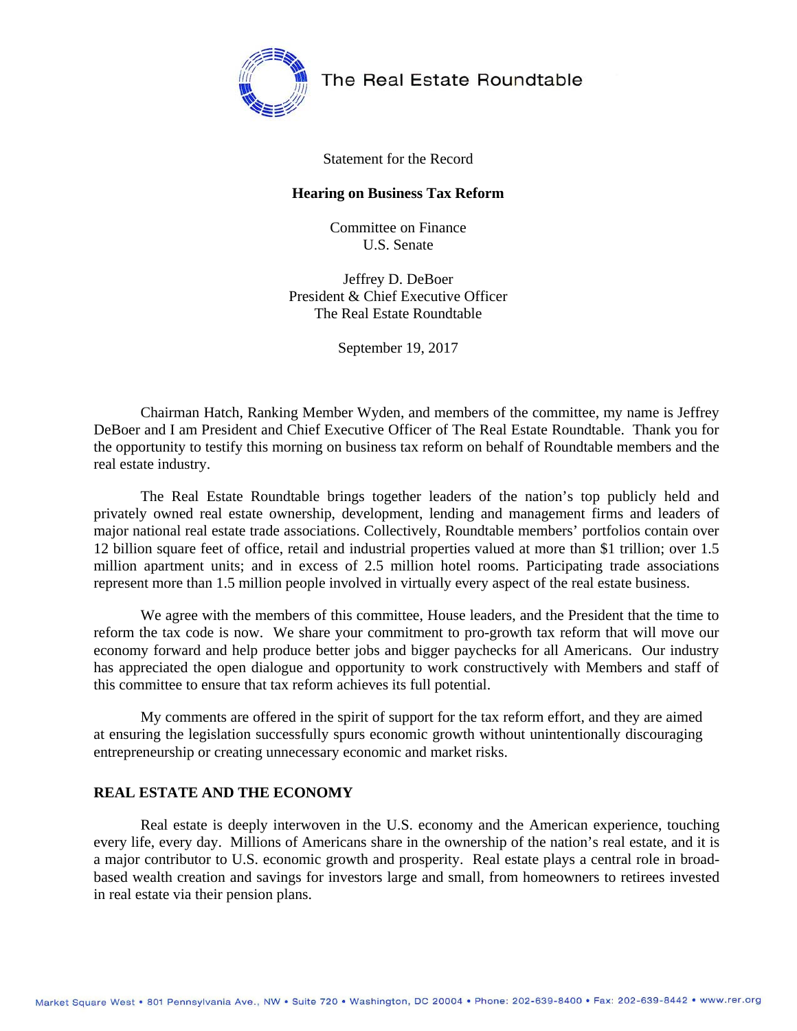The Real Estate Roundtable

Statement for the Record

**Hearing on Business Tax Reform**

Committee on Finance
U.S. Senate

Jeffrey D. DeBoer
President & Chief Executive Officer
The Real Estate Roundtable

September 19, 2017

Chairman Hatch, Ranking Member Wyden, and members of the committee, my name is Jeffrey DeBoer and I am President and Chief Executive Officer of The Real Estate Roundtable. Thank you for the opportunity to testify this morning on business tax reform on behalf of Roundtable members and the real estate industry.

The Real Estate Roundtable brings together leaders of the nation's top publicly held and privately owned real estate ownership, development, lending and management firms and leaders of major national real estate trade associations. Collectively, Roundtable members' portfolios contain over 12 billion square feet of office, retail and industrial properties valued at more than $1 trillion; over 1.5 million apartment units; and in excess of 2.5 million hotel rooms. Participating trade associations represent more than 1.5 million people involved in virtually every aspect of the real estate business.

We agree with the members of this committee, House leaders, and the President that the time to reform the tax code is now. We share your commitment to pro-growth tax reform that will move our economy forward and help produce better jobs and bigger paychecks for all Americans. Our industry has appreciated the open dialogue and opportunity to work constructively with Members and staff of this committee to ensure that tax reform achieves its full potential.

My comments are offered in the spirit of support for the tax reform effort, and they are aimed at ensuring the legislation successfully spurs economic growth without unintentionally discouraging entrepreneurship or creating unnecessary economic and market risks.

## REAL ESTATE AND THE ECONOMY

Real estate is deeply interwoven in the U.S. economy and the American experience, touching every life, every day. Millions of Americans share in the ownership of the nation's real estate, and it is a major contributor to U.S. economic growth and prosperity. Real estate plays a central role in broad-based wealth creation and savings for investors large and small, from homeowners to retirees invested in real estate via their pension plans.

Market Square West • 801 Pennsylvania Ave., NW • Suite 720 • Washington, DC 20004 • Phone: 202-639-8400 • Fax: 202-639-8442 • www.rer.org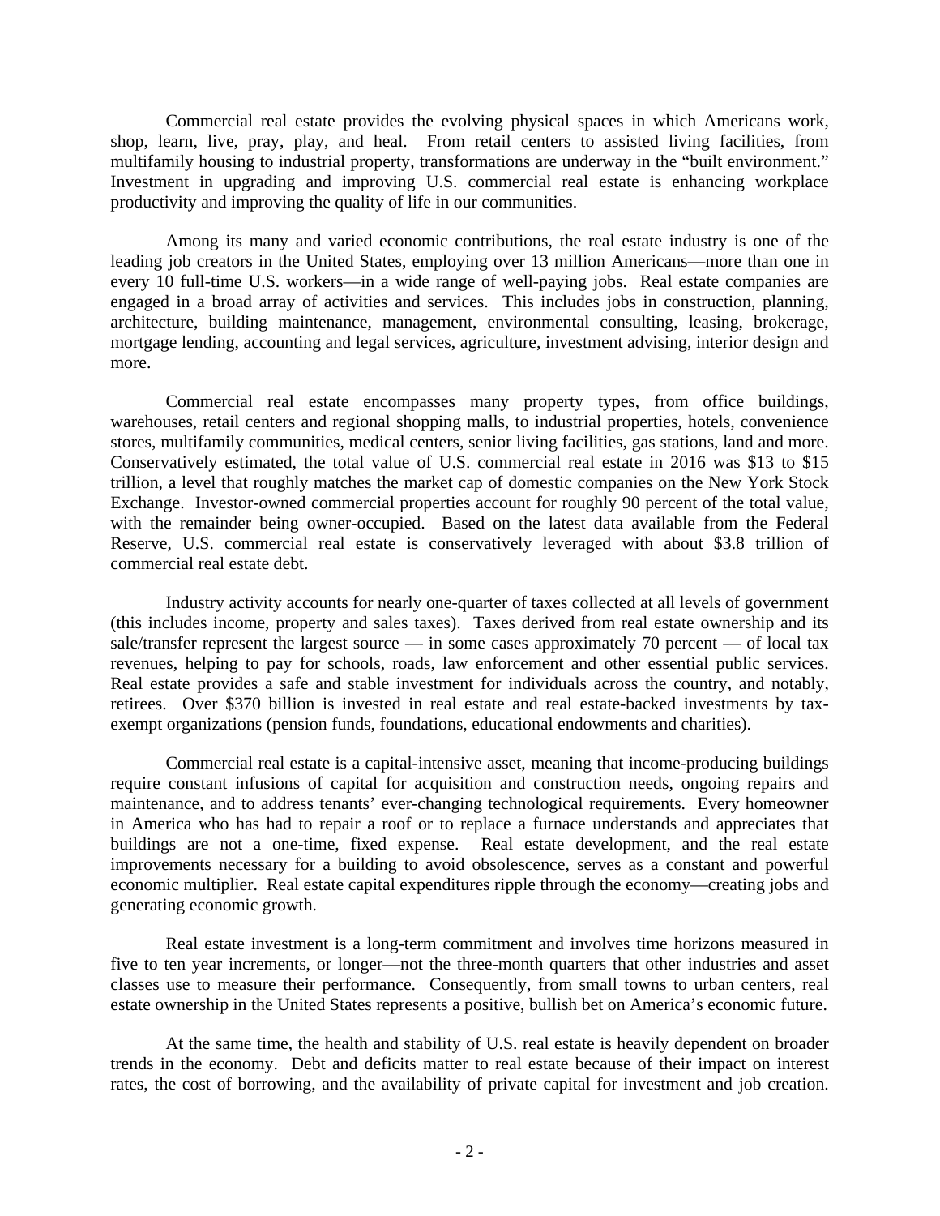Commercial real estate provides the evolving physical spaces in which Americans work, shop, learn, live, pray, play, and heal. From retail centers to assisted living facilities, from multifamily housing to industrial property, transformations are underway in the "built environment." Investment in upgrading and improving U.S. commercial real estate is enhancing workplace productivity and improving the quality of life in our communities.

Among its many and varied economic contributions, the real estate industry is one of the leading job creators in the United States, employing over 13 million Americans—more than one in every 10 full-time U.S. workers—in a wide range of well-paying jobs. Real estate companies are engaged in a broad array of activities and services. This includes jobs in construction, planning, architecture, building maintenance, management, environmental consulting, leasing, brokerage, mortgage lending, accounting and legal services, agriculture, investment advising, interior design and more.

Commercial real estate encompasses many property types, from office buildings, warehouses, retail centers and regional shopping malls, to industrial properties, hotels, convenience stores, multifamily communities, medical centers, senior living facilities, gas stations, land and more. Conservatively estimated, the total value of U.S. commercial real estate in 2016 was $13 to $15 trillion, a level that roughly matches the market cap of domestic companies on the New York Stock Exchange. Investor-owned commercial properties account for roughly 90 percent of the total value, with the remainder being owner-occupied. Based on the latest data available from the Federal Reserve, U.S. commercial real estate is conservatively leveraged with about $3.8 trillion of commercial real estate debt.

Industry activity accounts for nearly one-quarter of taxes collected at all levels of government (this includes income, property and sales taxes). Taxes derived from real estate ownership and its sale/transfer represent the largest source — in some cases approximately 70 percent — of local tax revenues, helping to pay for schools, roads, law enforcement and other essential public services. Real estate provides a safe and stable investment for individuals across the country, and notably, retirees. Over $370 billion is invested in real estate and real estate-backed investments by tax-exempt organizations (pension funds, foundations, educational endowments and charities).

Commercial real estate is a capital-intensive asset, meaning that income-producing buildings require constant infusions of capital for acquisition and construction needs, ongoing repairs and maintenance, and to address tenants' ever-changing technological requirements. Every homeowner in America who has had to repair a roof or to replace a furnace understands and appreciates that buildings are not a one-time, fixed expense. Real estate development, and the real estate improvements necessary for a building to avoid obsolescence, serves as a constant and powerful economic multiplier. Real estate capital expenditures ripple through the economy—creating jobs and generating economic growth.

Real estate investment is a long-term commitment and involves time horizons measured in five to ten year increments, or longer—not the three-month quarters that other industries and asset classes use to measure their performance. Consequently, from small towns to urban centers, real estate ownership in the United States represents a positive, bullish bet on America's economic future.

At the same time, the health and stability of U.S. real estate is heavily dependent on broader trends in the economy. Debt and deficits matter to real estate because of their impact on interest rates, the cost of borrowing, and the availability of private capital for investment and job creation.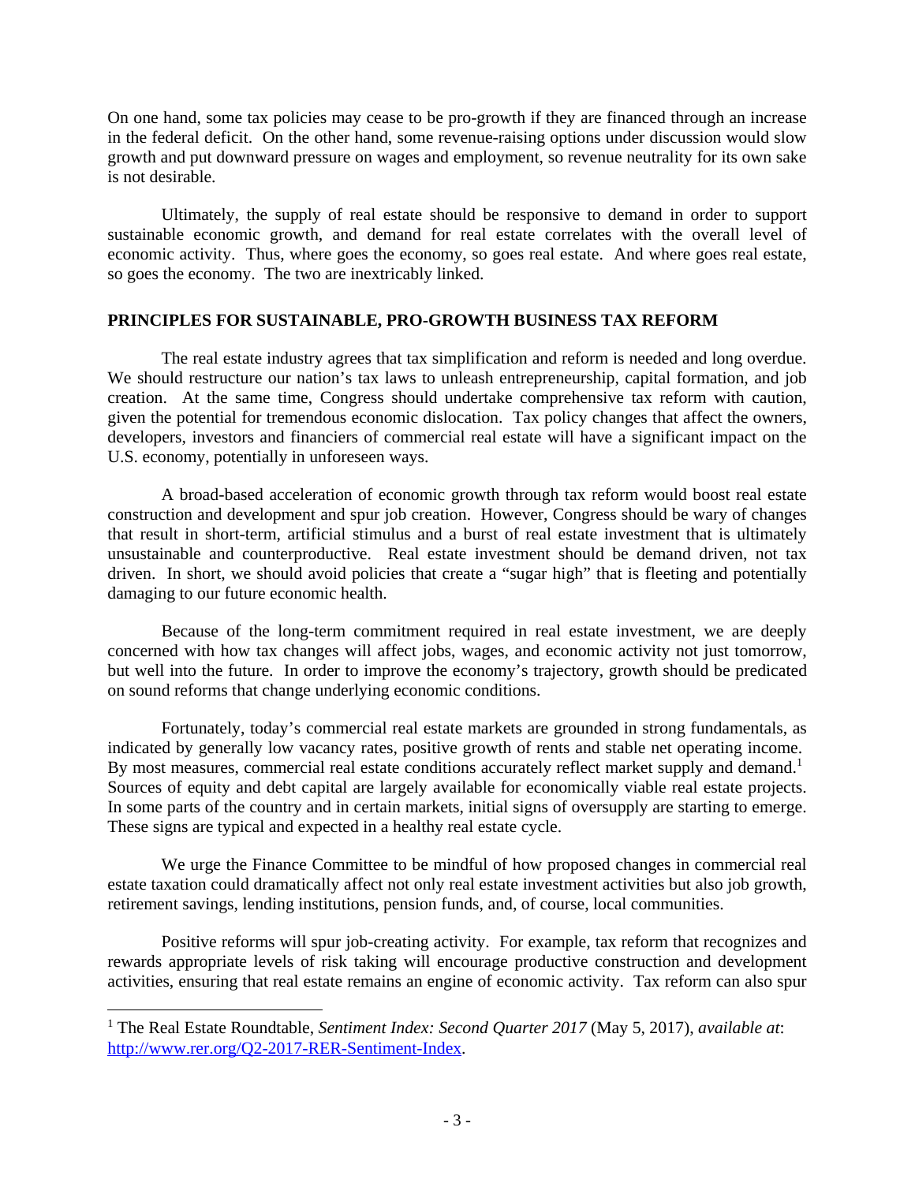On one hand, some tax policies may cease to be pro-growth if they are financed through an increase in the federal deficit. On the other hand, some revenue-raising options under discussion would slow growth and put downward pressure on wages and employment, so revenue neutrality for its own sake is not desirable.

Ultimately, the supply of real estate should be responsive to demand in order to support sustainable economic growth, and demand for real estate correlates with the overall level of economic activity. Thus, where goes the economy, so goes real estate. And where goes real estate, so goes the economy. The two are inextricably linked.

## PRINCIPLES FOR SUSTAINABLE, PRO-GROWTH BUSINESS TAX REFORM

The real estate industry agrees that tax simplification and reform is needed and long overdue. We should restructure our nation's tax laws to unleash entrepreneurship, capital formation, and job creation. At the same time, Congress should undertake comprehensive tax reform with caution, given the potential for tremendous economic dislocation. Tax policy changes that affect the owners, developers, investors and financiers of commercial real estate will have a significant impact on the U.S. economy, potentially in unforeseen ways.

A broad-based acceleration of economic growth through tax reform would boost real estate construction and development and spur job creation. However, Congress should be wary of changes that result in short-term, artificial stimulus and a burst of real estate investment that is ultimately unsustainable and counterproductive. Real estate investment should be demand driven, not tax driven. In short, we should avoid policies that create a "sugar high" that is fleeting and potentially damaging to our future economic health.

Because of the long-term commitment required in real estate investment, we are deeply concerned with how tax changes will affect jobs, wages, and economic activity not just tomorrow, but well into the future. In order to improve the economy's trajectory, growth should be predicated on sound reforms that change underlying economic conditions.

Fortunately, today's commercial real estate markets are grounded in strong fundamentals, as indicated by generally low vacancy rates, positive growth of rents and stable net operating income. By most measures, commercial real estate conditions accurately reflect market supply and demand.[1] Sources of equity and debt capital are largely available for economically viable real estate projects. In some parts of the country and in certain markets, initial signs of oversupply are starting to emerge. These signs are typical and expected in a healthy real estate cycle.

We urge the Finance Committee to be mindful of how proposed changes in commercial real estate taxation could dramatically affect not only real estate investment activities but also job growth, retirement savings, lending institutions, pension funds, and, of course, local communities.

Positive reforms will spur job-creating activity. For example, tax reform that recognizes and rewards appropriate levels of risk taking will encourage productive construction and development activities, ensuring that real estate remains an engine of economic activity. Tax reform can also spur

---

[1] The Real Estate Roundtable, *Sentiment Index: Second Quarter 2017* (May 5, 2017), *available at*: http://www.rer.org/Q2-2017-RER-Sentiment-Index.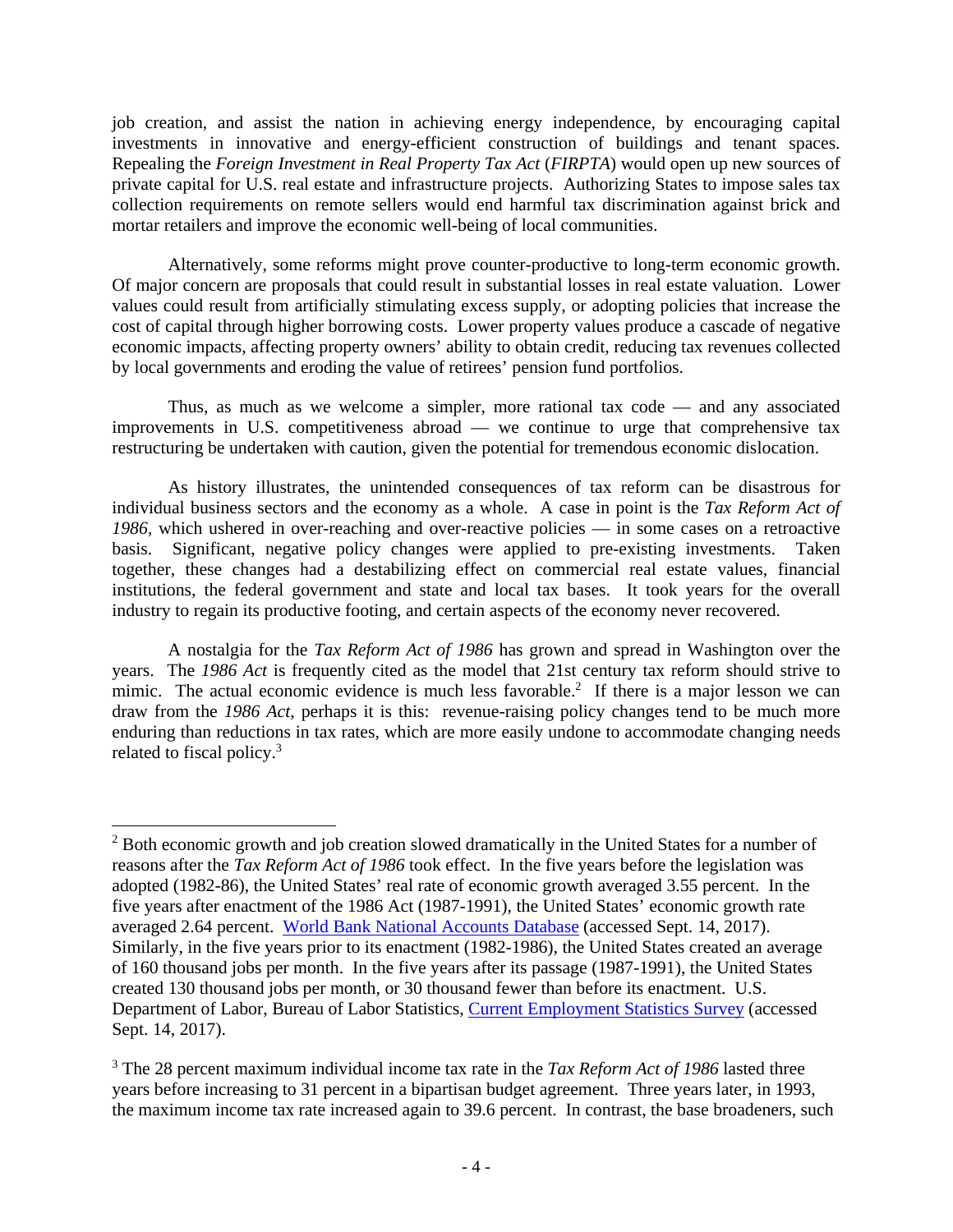job creation, and assist the nation in achieving energy independence, by encouraging capital investments in innovative and energy-efficient construction of buildings and tenant spaces. Repealing the *Foreign Investment in Real Property Tax Act* (*FIRPTA*) would open up new sources of private capital for U.S. real estate and infrastructure projects. Authorizing States to impose sales tax collection requirements on remote sellers would end harmful tax discrimination against brick and mortar retailers and improve the economic well-being of local communities.

Alternatively, some reforms might prove counter-productive to long-term economic growth. Of major concern are proposals that could result in substantial losses in real estate valuation. Lower values could result from artificially stimulating excess supply, or adopting policies that increase the cost of capital through higher borrowing costs. Lower property values produce a cascade of negative economic impacts, affecting property owners' ability to obtain credit, reducing tax revenues collected by local governments and eroding the value of retirees' pension fund portfolios.

Thus, as much as we welcome a simpler, more rational tax code — and any associated improvements in U.S. competitiveness abroad — we continue to urge that comprehensive tax restructuring be undertaken with caution, given the potential for tremendous economic dislocation.

As history illustrates, the unintended consequences of tax reform can be disastrous for individual business sectors and the economy as a whole. A case in point is the *Tax Reform Act of 1986*, which ushered in over-reaching and over-reactive policies — in some cases on a retroactive basis. Significant, negative policy changes were applied to pre-existing investments. Taken together, these changes had a destabilizing effect on commercial real estate values, financial institutions, the federal government and state and local tax bases. It took years for the overall industry to regain its productive footing, and certain aspects of the economy never recovered.

A nostalgia for the *Tax Reform Act of 1986* has grown and spread in Washington over the years. The *1986 Act* is frequently cited as the model that 21st century tax reform should strive to mimic. The actual economic evidence is much less favorable.[2] If there is a major lesson we can draw from the *1986 Act*, perhaps it is this: revenue-raising policy changes tend to be much more enduring than reductions in tax rates, which are more easily undone to accommodate changing needs related to fiscal policy.[3]

---

[2] Both economic growth and job creation slowed dramatically in the United States for a number of reasons after the *Tax Reform Act of 1986* took effect. In the five years before the legislation was adopted (1982-86), the United States' real rate of economic growth averaged 3.55 percent. In the five years after enactment of the 1986 Act (1987-1991), the United States' economic growth rate averaged 2.64 percent. World Bank National Accounts Database (accessed Sept. 14, 2017). Similarly, in the five years prior to its enactment (1982-1986), the United States created an average of 160 thousand jobs per month. In the five years after its passage (1987-1991), the United States created 130 thousand jobs per month, or 30 thousand fewer than before its enactment. U.S. Department of Labor, Bureau of Labor Statistics, Current Employment Statistics Survey (accessed Sept. 14, 2017).

[3] The 28 percent maximum individual income tax rate in the *Tax Reform Act of 1986* lasted three years before increasing to 31 percent in a bipartisan budget agreement. Three years later, in 1993, the maximum income tax rate increased again to 39.6 percent. In contrast, the base broadeners, such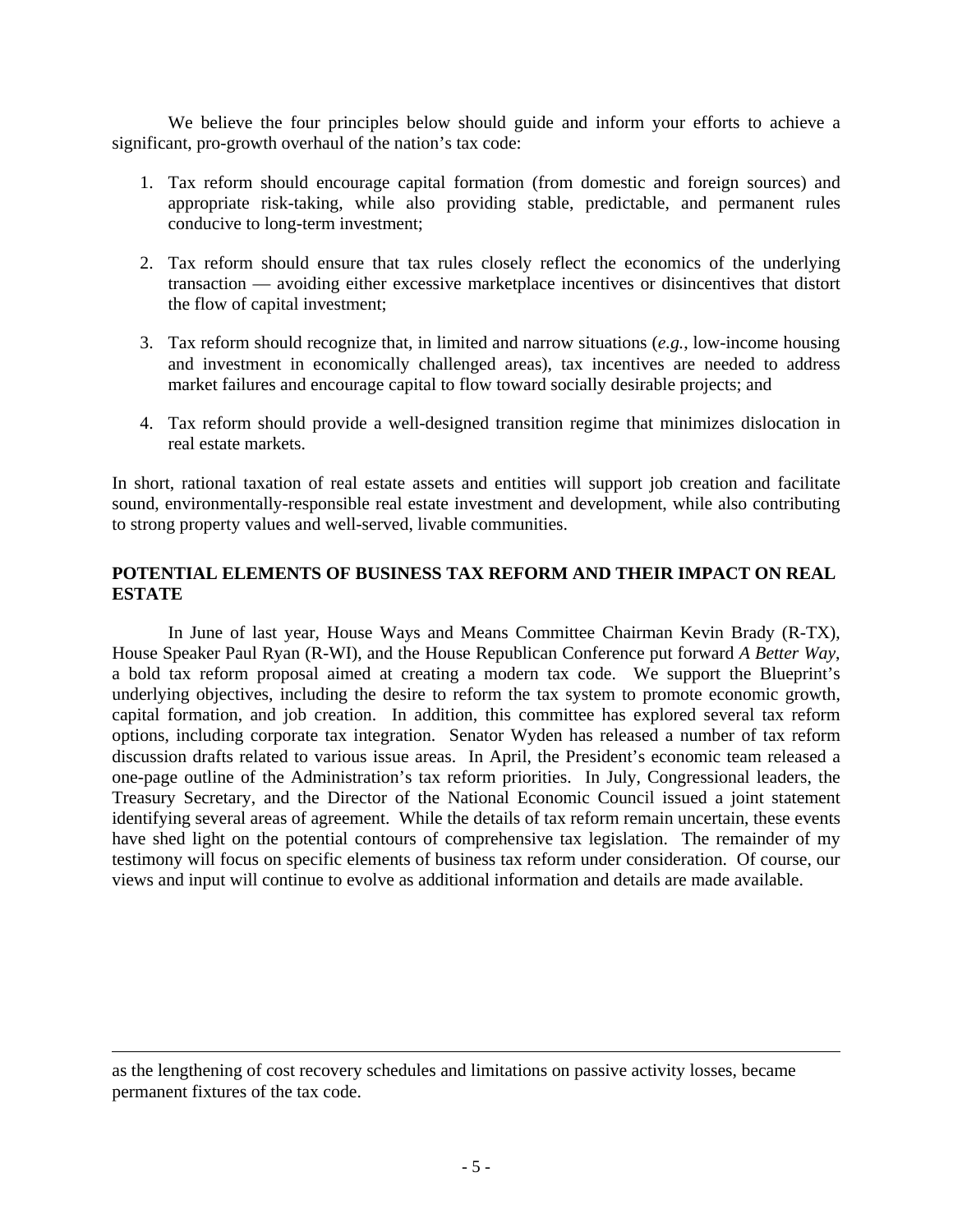We believe the four principles below should guide and inform your efforts to achieve a significant, pro-growth overhaul of the nation's tax code:

1. Tax reform should encourage capital formation (from domestic and foreign sources) and appropriate risk-taking, while also providing stable, predictable, and permanent rules conducive to long-term investment;

2. Tax reform should ensure that tax rules closely reflect the economics of the underlying transaction — avoiding either excessive marketplace incentives or disincentives that distort the flow of capital investment;

3. Tax reform should recognize that, in limited and narrow situations (*e.g.*, low-income housing and investment in economically challenged areas), tax incentives are needed to address market failures and encourage capital to flow toward socially desirable projects; and

4. Tax reform should provide a well-designed transition regime that minimizes dislocation in real estate markets.

In short, rational taxation of real estate assets and entities will support job creation and facilitate sound, environmentally-responsible real estate investment and development, while also contributing to strong property values and well-served, livable communities.

## POTENTIAL ELEMENTS OF BUSINESS TAX REFORM AND THEIR IMPACT ON REAL ESTATE

In June of last year, House Ways and Means Committee Chairman Kevin Brady (R-TX), House Speaker Paul Ryan (R-WI), and the House Republican Conference put forward *A Better Way*, a bold tax reform proposal aimed at creating a modern tax code. We support the Blueprint's underlying objectives, including the desire to reform the tax system to promote economic growth, capital formation, and job creation. In addition, this committee has explored several tax reform options, including corporate tax integration. Senator Wyden has released a number of tax reform discussion drafts related to various issue areas. In April, the President's economic team released a one-page outline of the Administration's tax reform priorities. In July, Congressional leaders, the Treasury Secretary, and the Director of the National Economic Council issued a joint statement identifying several areas of agreement. While the details of tax reform remain uncertain, these events have shed light on the potential contours of comprehensive tax legislation. The remainder of my testimony will focus on specific elements of business tax reform under consideration. Of course, our views and input will continue to evolve as additional information and details are made available.

---

as the lengthening of cost recovery schedules and limitations on passive activity losses, became permanent fixtures of the tax code.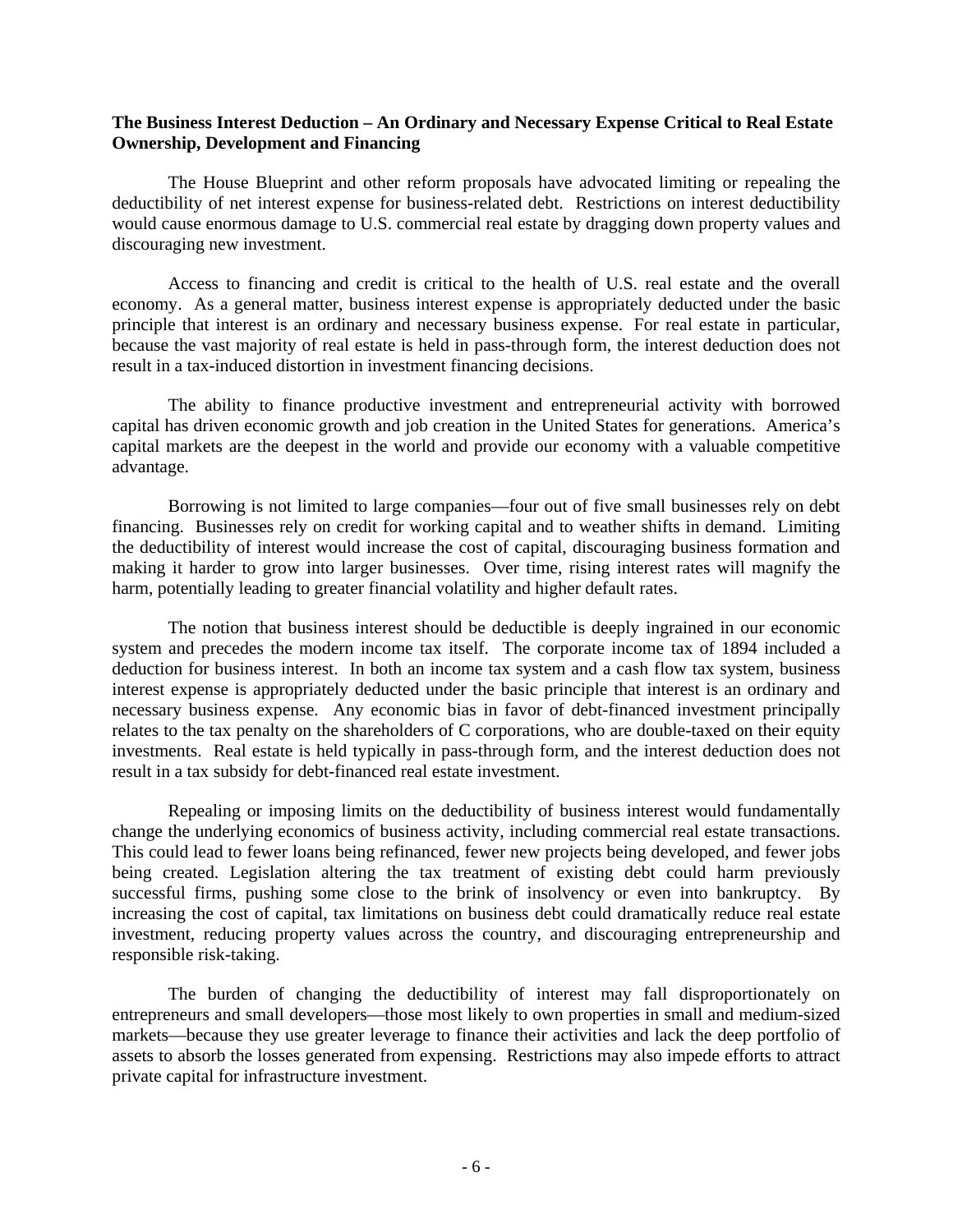**The Business Interest Deduction – An Ordinary and Necessary Expense Critical to Real Estate Ownership, Development and Financing**

The House Blueprint and other reform proposals have advocated limiting or repealing the deductibility of net interest expense for business-related debt. Restrictions on interest deductibility would cause enormous damage to U.S. commercial real estate by dragging down property values and discouraging new investment.

Access to financing and credit is critical to the health of U.S. real estate and the overall economy. As a general matter, business interest expense is appropriately deducted under the basic principle that interest is an ordinary and necessary business expense. For real estate in particular, because the vast majority of real estate is held in pass-through form, the interest deduction does not result in a tax-induced distortion in investment financing decisions.

The ability to finance productive investment and entrepreneurial activity with borrowed capital has driven economic growth and job creation in the United States for generations. America's capital markets are the deepest in the world and provide our economy with a valuable competitive advantage.

Borrowing is not limited to large companies—four out of five small businesses rely on debt financing. Businesses rely on credit for working capital and to weather shifts in demand. Limiting the deductibility of interest would increase the cost of capital, discouraging business formation and making it harder to grow into larger businesses. Over time, rising interest rates will magnify the harm, potentially leading to greater financial volatility and higher default rates.

The notion that business interest should be deductible is deeply ingrained in our economic system and precedes the modern income tax itself. The corporate income tax of 1894 included a deduction for business interest. In both an income tax system and a cash flow tax system, business interest expense is appropriately deducted under the basic principle that interest is an ordinary and necessary business expense. Any economic bias in favor of debt-financed investment principally relates to the tax penalty on the shareholders of C corporations, who are double-taxed on their equity investments. Real estate is held typically in pass-through form, and the interest deduction does not result in a tax subsidy for debt-financed real estate investment.

Repealing or imposing limits on the deductibility of business interest would fundamentally change the underlying economics of business activity, including commercial real estate transactions. This could lead to fewer loans being refinanced, fewer new projects being developed, and fewer jobs being created. Legislation altering the tax treatment of existing debt could harm previously successful firms, pushing some close to the brink of insolvency or even into bankruptcy. By increasing the cost of capital, tax limitations on business debt could dramatically reduce real estate investment, reducing property values across the country, and discouraging entrepreneurship and responsible risk-taking.

The burden of changing the deductibility of interest may fall disproportionately on entrepreneurs and small developers—those most likely to own properties in small and medium-sized markets—because they use greater leverage to finance their activities and lack the deep portfolio of assets to absorb the losses generated from expensing. Restrictions may also impede efforts to attract private capital for infrastructure investment.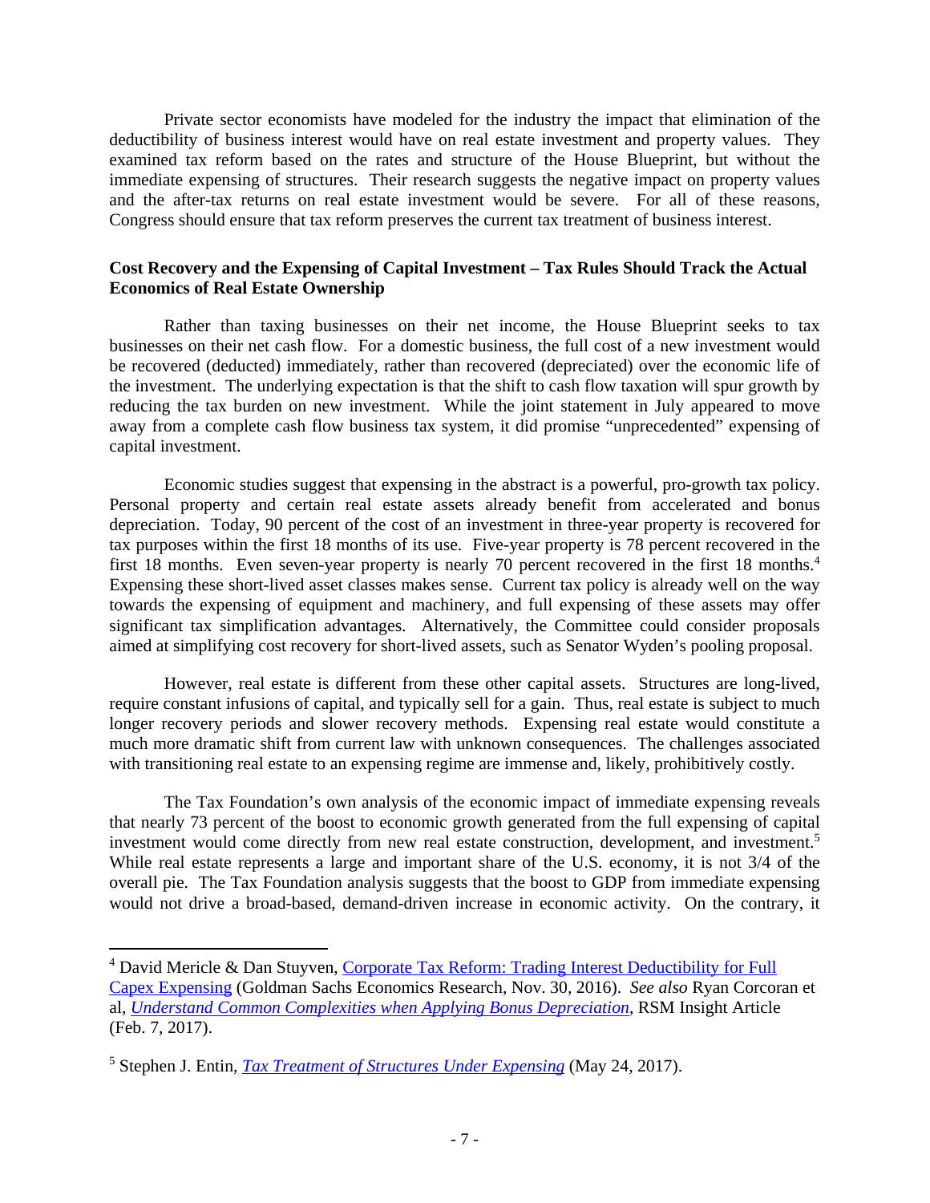Private sector economists have modeled for the industry the impact that elimination of the deductibility of business interest would have on real estate investment and property values. They examined tax reform based on the rates and structure of the House Blueprint, but without the immediate expensing of structures. Their research suggests the negative impact on property values and the after-tax returns on real estate investment would be severe. For all of these reasons, Congress should ensure that tax reform preserves the current tax treatment of business interest.

**Cost Recovery and the Expensing of Capital Investment – Tax Rules Should Track the Actual Economics of Real Estate Ownership**

Rather than taxing businesses on their net income, the House Blueprint seeks to tax businesses on their net cash flow. For a domestic business, the full cost of a new investment would be recovered (deducted) immediately, rather than recovered (depreciated) over the economic life of the investment. The underlying expectation is that the shift to cash flow taxation will spur growth by reducing the tax burden on new investment. While the joint statement in July appeared to move away from a complete cash flow business tax system, it did promise "unprecedented" expensing of capital investment.

Economic studies suggest that expensing in the abstract is a powerful, pro-growth tax policy. Personal property and certain real estate assets already benefit from accelerated and bonus depreciation. Today, 90 percent of the cost of an investment in three-year property is recovered for tax purposes within the first 18 months of its use. Five-year property is 78 percent recovered in the first 18 months. Even seven-year property is nearly 70 percent recovered in the first 18 months.[4] Expensing these short-lived asset classes makes sense. Current tax policy is already well on the way towards the expensing of equipment and machinery, and full expensing of these assets may offer significant tax simplification advantages. Alternatively, the Committee could consider proposals aimed at simplifying cost recovery for short-lived assets, such as Senator Wyden's pooling proposal.

However, real estate is different from these other capital assets. Structures are long-lived, require constant infusions of capital, and typically sell for a gain. Thus, real estate is subject to much longer recovery periods and slower recovery methods. Expensing real estate would constitute a much more dramatic shift from current law with unknown consequences. The challenges associated with transitioning real estate to an expensing regime are immense and, likely, prohibitively costly.

The Tax Foundation's own analysis of the economic impact of immediate expensing reveals that nearly 73 percent of the boost to economic growth generated from the full expensing of capital investment would come directly from new real estate construction, development, and investment.[5] While real estate represents a large and important share of the U.S. economy, it is not 3/4 of the overall pie. The Tax Foundation analysis suggests that the boost to GDP from immediate expensing would not drive a broad-based, demand-driven increase in economic activity. On the contrary, it

---

[4] David Mericle & Dan Stuyven, Corporate Tax Reform: Trading Interest Deductibility for Full Capex Expensing (Goldman Sachs Economics Research, Nov. 30, 2016). *See also* Ryan Corcoran et al, *Understand Common Complexities when Applying Bonus Depreciation*, RSM Insight Article (Feb. 7, 2017).

[5] Stephen J. Entin, *Tax Treatment of Structures Under Expensing* (May 24, 2017).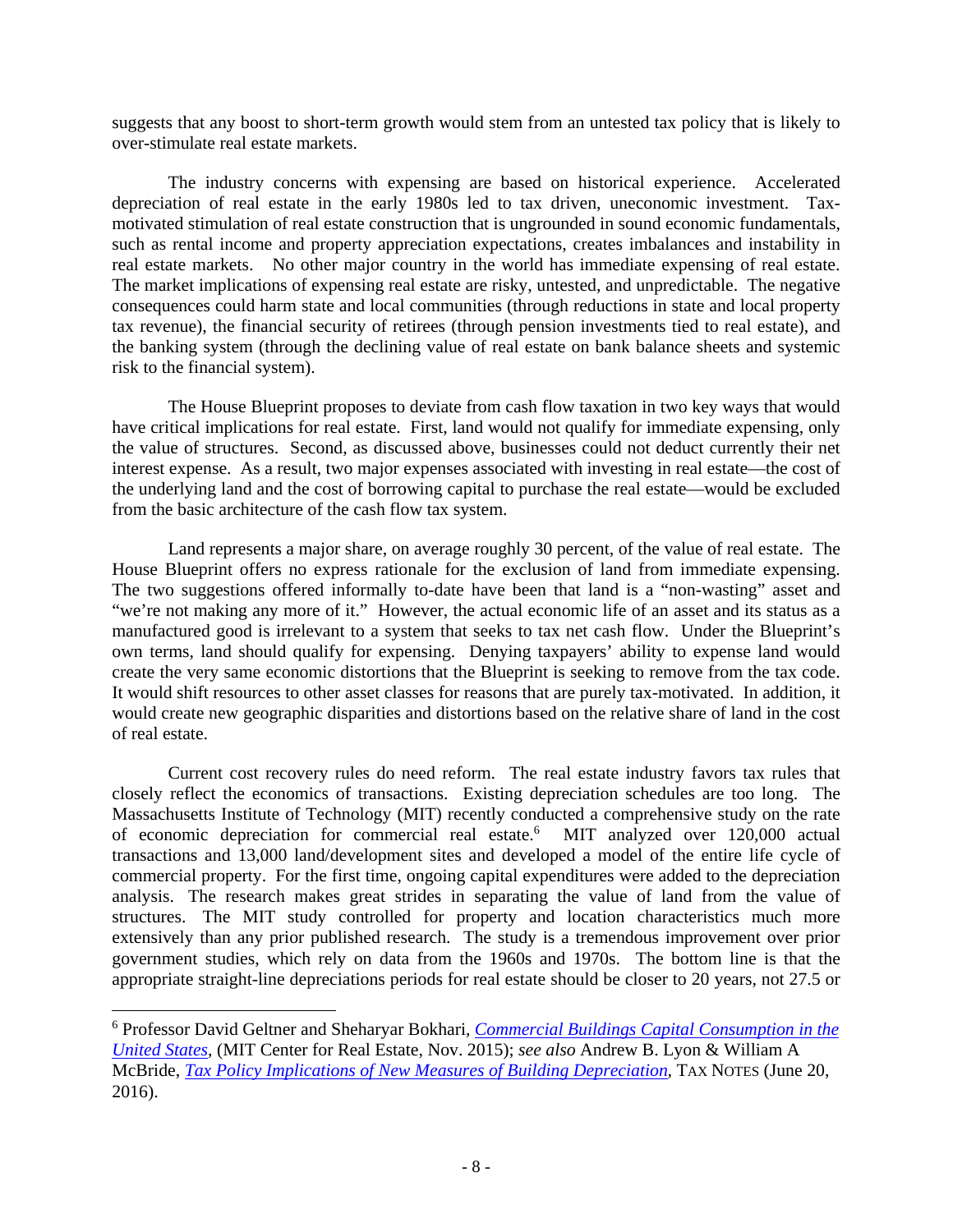suggests that any boost to short-term growth would stem from an untested tax policy that is likely to over-stimulate real estate markets.

The industry concerns with expensing are based on historical experience. Accelerated depreciation of real estate in the early 1980s led to tax driven, uneconomic investment. Tax-motivated stimulation of real estate construction that is ungrounded in sound economic fundamentals, such as rental income and property appreciation expectations, creates imbalances and instability in real estate markets. No other major country in the world has immediate expensing of real estate. The market implications of expensing real estate are risky, untested, and unpredictable. The negative consequences could harm state and local communities (through reductions in state and local property tax revenue), the financial security of retirees (through pension investments tied to real estate), and the banking system (through the declining value of real estate on bank balance sheets and systemic risk to the financial system).

The House Blueprint proposes to deviate from cash flow taxation in two key ways that would have critical implications for real estate. First, land would not qualify for immediate expensing, only the value of structures. Second, as discussed above, businesses could not deduct currently their net interest expense. As a result, two major expenses associated with investing in real estate—the cost of the underlying land and the cost of borrowing capital to purchase the real estate—would be excluded from the basic architecture of the cash flow tax system.

Land represents a major share, on average roughly 30 percent, of the value of real estate. The House Blueprint offers no express rationale for the exclusion of land from immediate expensing. The two suggestions offered informally to-date have been that land is a "non-wasting" asset and "we're not making any more of it." However, the actual economic life of an asset and its status as a manufactured good is irrelevant to a system that seeks to tax net cash flow. Under the Blueprint's own terms, land should qualify for expensing. Denying taxpayers' ability to expense land would create the very same economic distortions that the Blueprint is seeking to remove from the tax code. It would shift resources to other asset classes for reasons that are purely tax-motivated. In addition, it would create new geographic disparities and distortions based on the relative share of land in the cost of real estate.

Current cost recovery rules do need reform. The real estate industry favors tax rules that closely reflect the economics of transactions. Existing depreciation schedules are too long. The Massachusetts Institute of Technology (MIT) recently conducted a comprehensive study on the rate of economic depreciation for commercial real estate.[6] MIT analyzed over 120,000 actual transactions and 13,000 land/development sites and developed a model of the entire life cycle of commercial property. For the first time, ongoing capital expenditures were added to the depreciation analysis. The research makes great strides in separating the value of land from the value of structures. The MIT study controlled for property and location characteristics much more extensively than any prior published research. The study is a tremendous improvement over prior government studies, which rely on data from the 1960s and 1970s. The bottom line is that the appropriate straight-line depreciations periods for real estate should be closer to 20 years, not 27.5 or

---

[6] Professor David Geltner and Sheharyar Bokhari, *Commercial Buildings Capital Consumption in the United States*, (MIT Center for Real Estate, Nov. 2015); *see also* Andrew B. Lyon & William A McBride, *Tax Policy Implications of New Measures of Building Depreciation*, TAX NOTES (June 20, 2016).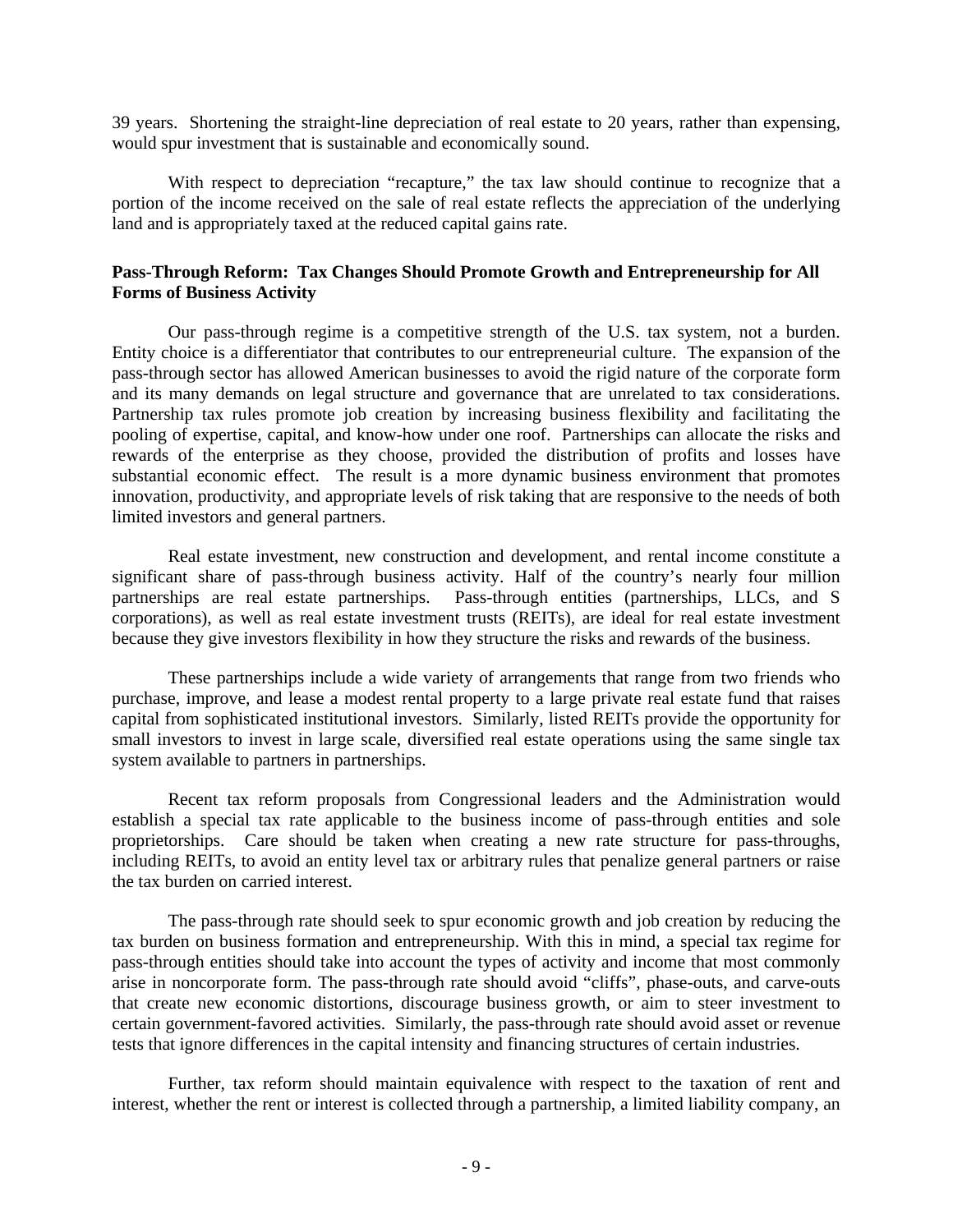39 years. Shortening the straight-line depreciation of real estate to 20 years, rather than expensing, would spur investment that is sustainable and economically sound.

With respect to depreciation "recapture," the tax law should continue to recognize that a portion of the income received on the sale of real estate reflects the appreciation of the underlying land and is appropriately taxed at the reduced capital gains rate.

**Pass-Through Reform: Tax Changes Should Promote Growth and Entrepreneurship for All Forms of Business Activity**

Our pass-through regime is a competitive strength of the U.S. tax system, not a burden. Entity choice is a differentiator that contributes to our entrepreneurial culture. The expansion of the pass-through sector has allowed American businesses to avoid the rigid nature of the corporate form and its many demands on legal structure and governance that are unrelated to tax considerations. Partnership tax rules promote job creation by increasing business flexibility and facilitating the pooling of expertise, capital, and know-how under one roof. Partnerships can allocate the risks and rewards of the enterprise as they choose, provided the distribution of profits and losses have substantial economic effect. The result is a more dynamic business environment that promotes innovation, productivity, and appropriate levels of risk taking that are responsive to the needs of both limited investors and general partners.

Real estate investment, new construction and development, and rental income constitute a significant share of pass-through business activity. Half of the country's nearly four million partnerships are real estate partnerships. Pass-through entities (partnerships, LLCs, and S corporations), as well as real estate investment trusts (REITs), are ideal for real estate investment because they give investors flexibility in how they structure the risks and rewards of the business.

These partnerships include a wide variety of arrangements that range from two friends who purchase, improve, and lease a modest rental property to a large private real estate fund that raises capital from sophisticated institutional investors. Similarly, listed REITs provide the opportunity for small investors to invest in large scale, diversified real estate operations using the same single tax system available to partners in partnerships.

Recent tax reform proposals from Congressional leaders and the Administration would establish a special tax rate applicable to the business income of pass-through entities and sole proprietorships. Care should be taken when creating a new rate structure for pass-throughs, including REITs, to avoid an entity level tax or arbitrary rules that penalize general partners or raise the tax burden on carried interest.

The pass-through rate should seek to spur economic growth and job creation by reducing the tax burden on business formation and entrepreneurship. With this in mind, a special tax regime for pass-through entities should take into account the types of activity and income that most commonly arise in noncorporate form. The pass-through rate should avoid "cliffs", phase-outs, and carve-outs that create new economic distortions, discourage business growth, or aim to steer investment to certain government-favored activities. Similarly, the pass-through rate should avoid asset or revenue tests that ignore differences in the capital intensity and financing structures of certain industries.

Further, tax reform should maintain equivalence with respect to the taxation of rent and interest, whether the rent or interest is collected through a partnership, a limited liability company, an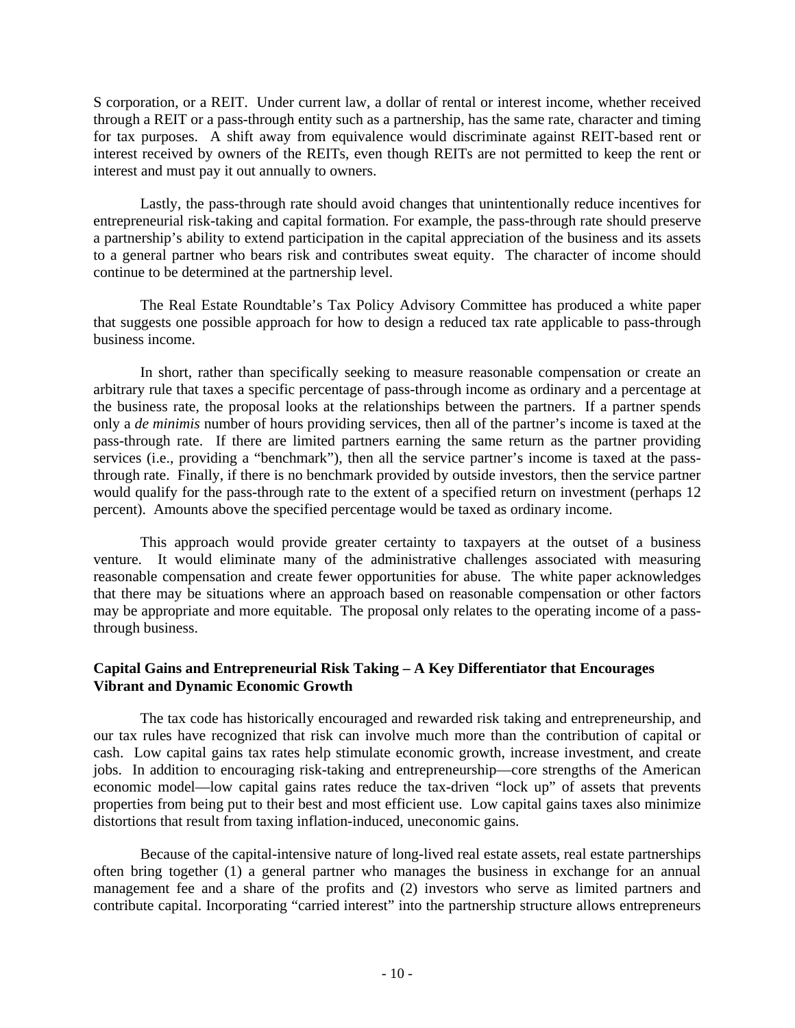S corporation, or a REIT. Under current law, a dollar of rental or interest income, whether received through a REIT or a pass-through entity such as a partnership, has the same rate, character and timing for tax purposes. A shift away from equivalence would discriminate against REIT-based rent or interest received by owners of the REITs, even though REITs are not permitted to keep the rent or interest and must pay it out annually to owners.

Lastly, the pass-through rate should avoid changes that unintentionally reduce incentives for entrepreneurial risk-taking and capital formation. For example, the pass-through rate should preserve a partnership's ability to extend participation in the capital appreciation of the business and its assets to a general partner who bears risk and contributes sweat equity. The character of income should continue to be determined at the partnership level.

The Real Estate Roundtable's Tax Policy Advisory Committee has produced a white paper that suggests one possible approach for how to design a reduced tax rate applicable to pass-through business income.

In short, rather than specifically seeking to measure reasonable compensation or create an arbitrary rule that taxes a specific percentage of pass-through income as ordinary and a percentage at the business rate, the proposal looks at the relationships between the partners. If a partner spends only a *de minimis* number of hours providing services, then all of the partner's income is taxed at the pass-through rate. If there are limited partners earning the same return as the partner providing services (i.e., providing a "benchmark"), then all the service partner's income is taxed at the pass-through rate. Finally, if there is no benchmark provided by outside investors, then the service partner would qualify for the pass-through rate to the extent of a specified return on investment (perhaps 12 percent). Amounts above the specified percentage would be taxed as ordinary income.

This approach would provide greater certainty to taxpayers at the outset of a business venture. It would eliminate many of the administrative challenges associated with measuring reasonable compensation and create fewer opportunities for abuse. The white paper acknowledges that there may be situations where an approach based on reasonable compensation or other factors may be appropriate and more equitable. The proposal only relates to the operating income of a pass-through business.

**Capital Gains and Entrepreneurial Risk Taking – A Key Differentiator that Encourages Vibrant and Dynamic Economic Growth**

The tax code has historically encouraged and rewarded risk taking and entrepreneurship, and our tax rules have recognized that risk can involve much more than the contribution of capital or cash. Low capital gains tax rates help stimulate economic growth, increase investment, and create jobs. In addition to encouraging risk-taking and entrepreneurship—core strengths of the American economic model—low capital gains rates reduce the tax-driven "lock up" of assets that prevents properties from being put to their best and most efficient use. Low capital gains taxes also minimize distortions that result from taxing inflation-induced, uneconomic gains.

Because of the capital-intensive nature of long-lived real estate assets, real estate partnerships often bring together (1) a general partner who manages the business in exchange for an annual management fee and a share of the profits and (2) investors who serve as limited partners and contribute capital. Incorporating "carried interest" into the partnership structure allows entrepreneurs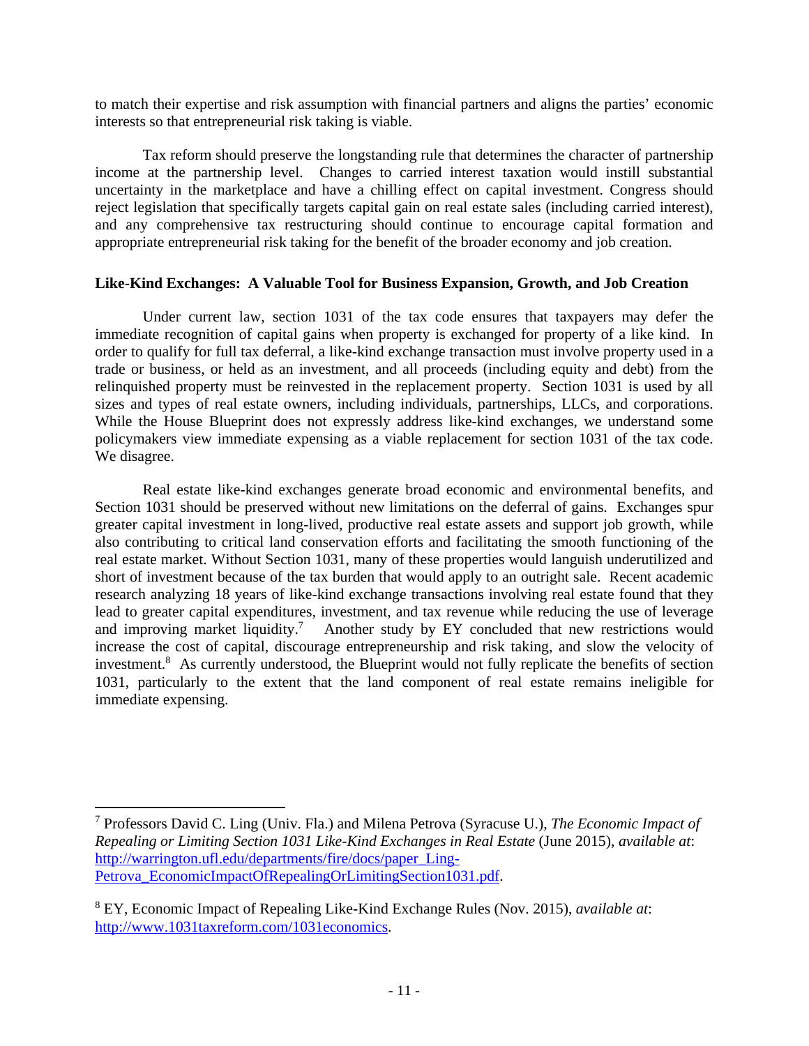to match their expertise and risk assumption with financial partners and aligns the parties' economic interests so that entrepreneurial risk taking is viable.

Tax reform should preserve the longstanding rule that determines the character of partnership income at the partnership level. Changes to carried interest taxation would instill substantial uncertainty in the marketplace and have a chilling effect on capital investment. Congress should reject legislation that specifically targets capital gain on real estate sales (including carried interest), and any comprehensive tax restructuring should continue to encourage capital formation and appropriate entrepreneurial risk taking for the benefit of the broader economy and job creation.

**Like-Kind Exchanges: A Valuable Tool for Business Expansion, Growth, and Job Creation**

Under current law, section 1031 of the tax code ensures that taxpayers may defer the immediate recognition of capital gains when property is exchanged for property of a like kind. In order to qualify for full tax deferral, a like-kind exchange transaction must involve property used in a trade or business, or held as an investment, and all proceeds (including equity and debt) from the relinquished property must be reinvested in the replacement property. Section 1031 is used by all sizes and types of real estate owners, including individuals, partnerships, LLCs, and corporations. While the House Blueprint does not expressly address like-kind exchanges, we understand some policymakers view immediate expensing as a viable replacement for section 1031 of the tax code. We disagree.

Real estate like-kind exchanges generate broad economic and environmental benefits, and Section 1031 should be preserved without new limitations on the deferral of gains. Exchanges spur greater capital investment in long-lived, productive real estate assets and support job growth, while also contributing to critical land conservation efforts and facilitating the smooth functioning of the real estate market. Without Section 1031, many of these properties would languish underutilized and short of investment because of the tax burden that would apply to an outright sale. Recent academic research analyzing 18 years of like-kind exchange transactions involving real estate found that they lead to greater capital expenditures, investment, and tax revenue while reducing the use of leverage and improving market liquidity.[7] Another study by EY concluded that new restrictions would increase the cost of capital, discourage entrepreneurship and risk taking, and slow the velocity of investment.[8] As currently understood, the Blueprint would not fully replicate the benefits of section 1031, particularly to the extent that the land component of real estate remains ineligible for immediate expensing.

---

[7] Professors David C. Ling (Univ. Fla.) and Milena Petrova (Syracuse U.), *The Economic Impact of Repealing or Limiting Section 1031 Like-Kind Exchanges in Real Estate* (June 2015), *available at*: http://warrington.ufl.edu/departments/fire/docs/paper_Ling-Petrova_EconomicImpactOfRepealingOrLimitingSection1031.pdf.

[8] EY, Economic Impact of Repealing Like-Kind Exchange Rules (Nov. 2015), *available at*: http://www.1031taxreform.com/1031economics.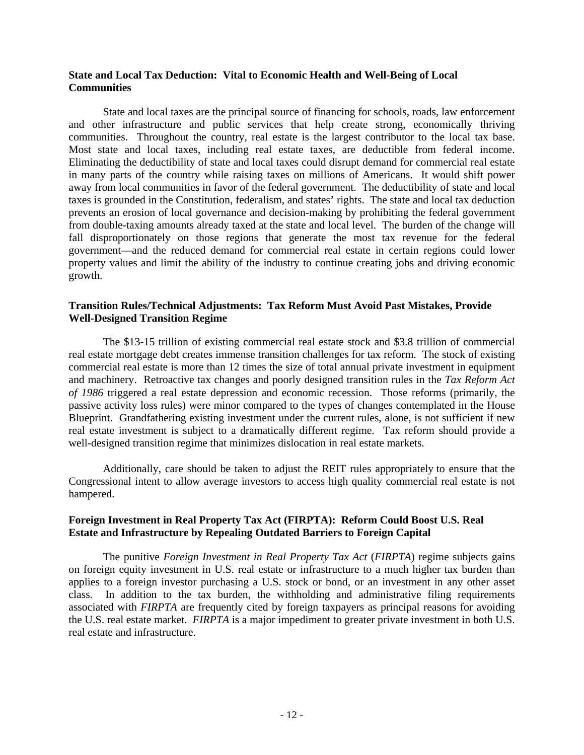**State and Local Tax Deduction: Vital to Economic Health and Well-Being of Local Communities**

State and local taxes are the principal source of financing for schools, roads, law enforcement and other infrastructure and public services that help create strong, economically thriving communities. Throughout the country, real estate is the largest contributor to the local tax base. Most state and local taxes, including real estate taxes, are deductible from federal income. Eliminating the deductibility of state and local taxes could disrupt demand for commercial real estate in many parts of the country while raising taxes on millions of Americans. It would shift power away from local communities in favor of the federal government. The deductibility of state and local taxes is grounded in the Constitution, federalism, and states' rights. The state and local tax deduction prevents an erosion of local governance and decision-making by prohibiting the federal government from double-taxing amounts already taxed at the state and local level. The burden of the change will fall disproportionately on those regions that generate the most tax revenue for the federal government—and the reduced demand for commercial real estate in certain regions could lower property values and limit the ability of the industry to continue creating jobs and driving economic growth.

**Transition Rules/Technical Adjustments: Tax Reform Must Avoid Past Mistakes, Provide Well-Designed Transition Regime**

The $13-15 trillion of existing commercial real estate stock and $3.8 trillion of commercial real estate mortgage debt creates immense transition challenges for tax reform. The stock of existing commercial real estate is more than 12 times the size of total annual private investment in equipment and machinery. Retroactive tax changes and poorly designed transition rules in the *Tax Reform Act of 1986* triggered a real estate depression and economic recession. Those reforms (primarily, the passive activity loss rules) were minor compared to the types of changes contemplated in the House Blueprint. Grandfathering existing investment under the current rules, alone, is not sufficient if new real estate investment is subject to a dramatically different regime. Tax reform should provide a well-designed transition regime that minimizes dislocation in real estate markets.

Additionally, care should be taken to adjust the REIT rules appropriately to ensure that the Congressional intent to allow average investors to access high quality commercial real estate is not hampered.

**Foreign Investment in Real Property Tax Act (FIRPTA): Reform Could Boost U.S. Real Estate and Infrastructure by Repealing Outdated Barriers to Foreign Capital**

The punitive *Foreign Investment in Real Property Tax Act* (*FIRPTA*) regime subjects gains on foreign equity investment in U.S. real estate or infrastructure to a much higher tax burden than applies to a foreign investor purchasing a U.S. stock or bond, or an investment in any other asset class. In addition to the tax burden, the withholding and administrative filing requirements associated with *FIRPTA* are frequently cited by foreign taxpayers as principal reasons for avoiding the U.S. real estate market. *FIRPTA* is a major impediment to greater private investment in both U.S. real estate and infrastructure.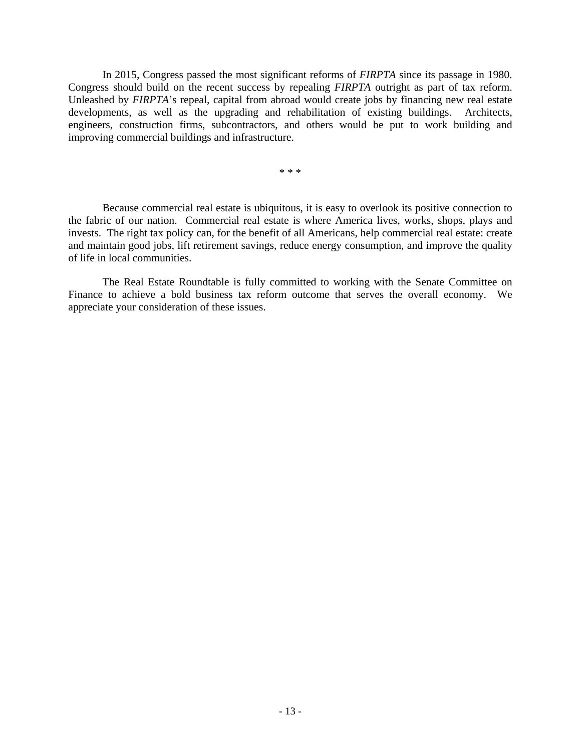In 2015, Congress passed the most significant reforms of *FIRPTA* since its passage in 1980. Congress should build on the recent success by repealing *FIRPTA* outright as part of tax reform. Unleashed by *FIRPTA*'s repeal, capital from abroad would create jobs by financing new real estate developments, as well as the upgrading and rehabilitation of existing buildings. Architects, engineers, construction firms, subcontractors, and others would be put to work building and improving commercial buildings and infrastructure.

\* \* \*

Because commercial real estate is ubiquitous, it is easy to overlook its positive connection to the fabric of our nation. Commercial real estate is where America lives, works, shops, plays and invests. The right tax policy can, for the benefit of all Americans, help commercial real estate: create and maintain good jobs, lift retirement savings, reduce energy consumption, and improve the quality of life in local communities.

The Real Estate Roundtable is fully committed to working with the Senate Committee on Finance to achieve a bold business tax reform outcome that serves the overall economy. We appreciate your consideration of these issues.